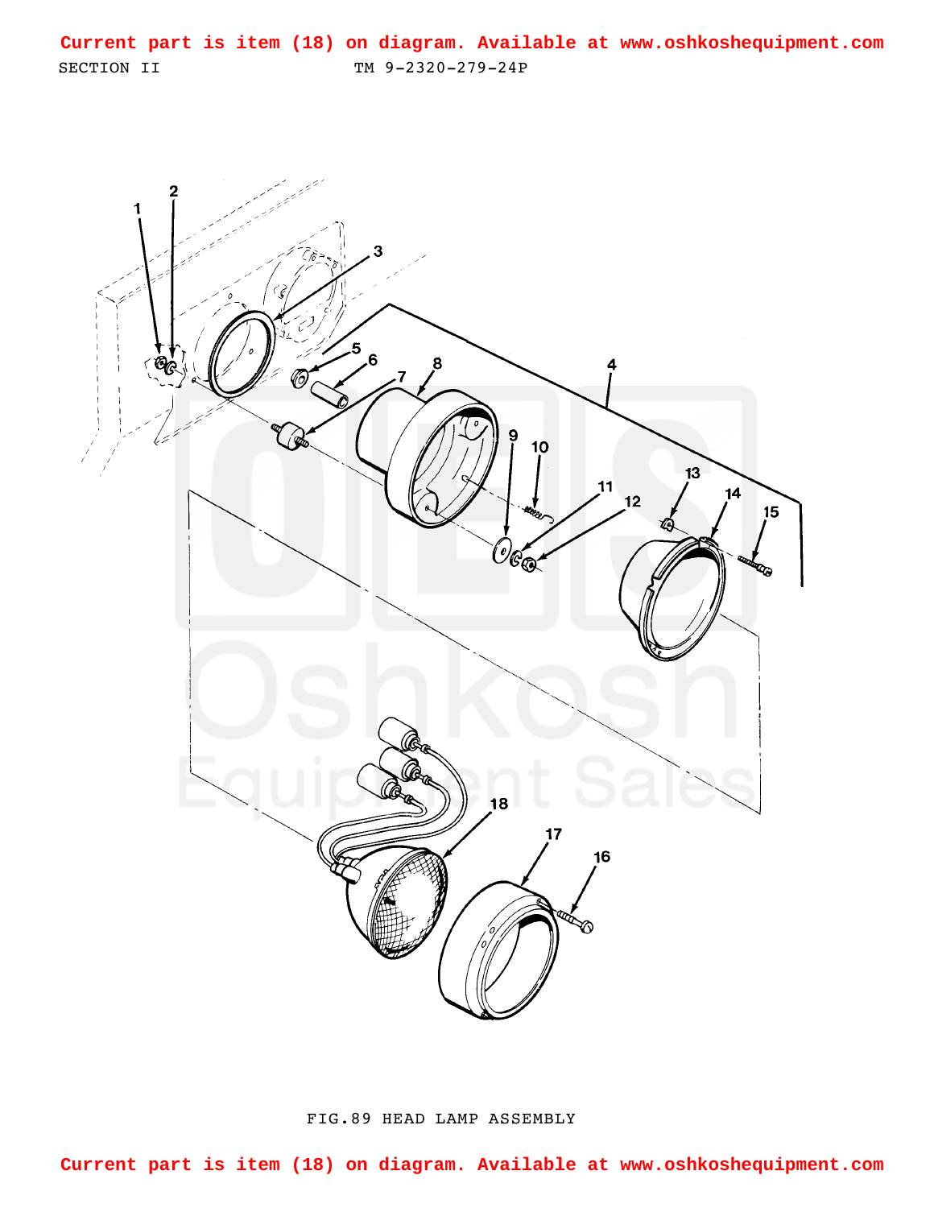Current part is item (18) on diagram. Available at www.oshkoshequipment.com

SECTION II TM 9-2320-279-24P

FIG.89 HEAD LAMP ASSEMBLY

Current part is item (18) on diagram. Available at www.oshkoshequipment.com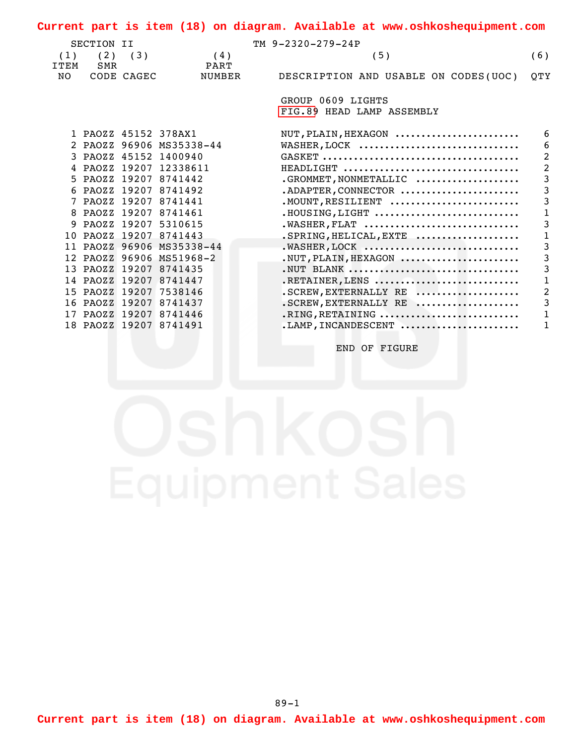Current part is item (18) on diagram. Available at www.oshkoshequipment.com

SECTION II

| (1) ITEM NO | (2) SMR CODE | (3) CAGEC | (4) PART NUMBER | (5) DESCRIPTION AND USABLE ON CODES(UOC) | (6) QTY |
|---|---|---|---|---|---|
| | | | | GROUP 0609 LIGHTS | |
| | | | | FIG.89 HEAD LAMP ASSEMBLY | |
| 1 | PAOZZ | 45152 | 378AX1 | NUT,PLAIN,HEXAGON ....................... | 6 |
| 2 | PAOZZ | 96906 | MS35338-44 | WASHER,LOCK .............................. | 6 |
| 3 | PAOZZ | 45152 | 1400940 | GASKET ...................................... | 2 |
| 4 | PAOZZ | 19207 | 12338611 | HEADLIGHT ................................. | 2 |
| 5 | PAOZZ | 19207 | 8741442 | .GROMMET,NONMETALLIC ................... | 3 |
| 6 | PAOZZ | 19207 | 8741492 | .ADAPTER,CONNECTOR ...................... | 3 |
| 7 | PAOZZ | 19207 | 8741441 | .MOUNT,RESILIENT ........................ | 3 |
| 8 | PAOZZ | 19207 | 8741461 | .HOUSING,LIGHT ........................... | 1 |
| 9 | PAOZZ | 19207 | 5310615 | .WASHER,FLAT ............................. | 3 |
| 10 | PAOZZ | 19207 | 8741443 | .SPRING,HELICAL,EXTE ................... | 1 |
| 11 | PAOZZ | 96906 | MS35338-44 | .WASHER,LOCK ............................. | 3 |
| 12 | PAOZZ | 96906 | MS51968-2 | .NUT,PLAIN,HEXAGON ...................... | 3 |
| 13 | PAOZZ | 19207 | 8741435 | .NUT BLANK ................................ | 3 |
| 14 | PAOZZ | 19207 | 8741447 | .RETAINER,LENS ........................... | 1 |
| 15 | PAOZZ | 19207 | 7538146 | .SCREW,EXTERNALLY RE ................... | 2 |
| 16 | PAOZZ | 19207 | 8741437 | .SCREW,EXTERNALLY RE ................... | 3 |
| 17 | PAOZZ | 19207 | 8741446 | .RING,RETAINING .......................... | 1 |
| 18 | PAOZZ | 19207 | 8741491 | .LAMP,INCANDESCENT ...................... | 1 |

END OF FIGURE

Current part is item (18) on diagram. Available at www.oshkoshequipment.com